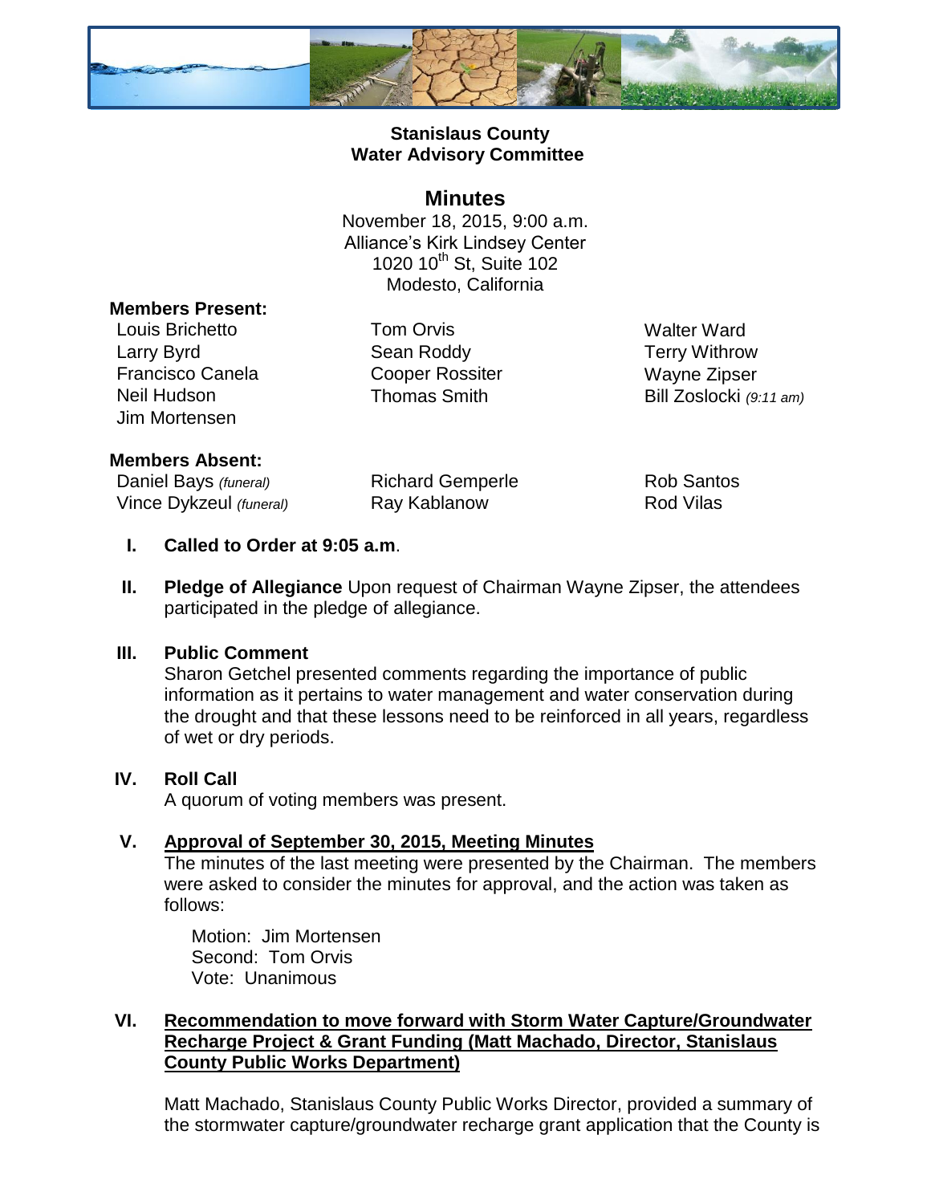**Stanislaus County**
**Water Advisory Committee**

# Minutes

November 18, 2015, 9:00 a.m.
Alliance's Kirk Lindsey Center
1020 10th St, Suite 102
Modesto, California

**Members Present:**

| | | |
|---|---|---|
| Louis Brichetto | Tom Orvis | Walter Ward |
| Larry Byrd | Sean Roddy | Terry Withrow |
| Francisco Canela | Cooper Rossiter | Wayne Zipser |
| Neil Hudson | Thomas Smith | Bill Zoslocki *(9:11 am)* |
| Jim Mortensen | | |

**Members Absent:**

| | | |
|---|---|---|
| Daniel Bays *(funeral)* | Richard Gemperle | Rob Santos |
| Vince Dykzeul *(funeral)* | Ray Kablanow | Rod Vilas |

**I. Called to Order at 9:05 a.m**.

**II. Pledge of Allegiance** Upon request of Chairman Wayne Zipser, the attendees participated in the pledge of allegiance.

**III. Public Comment**

Sharon Getchel presented comments regarding the importance of public information as it pertains to water management and water conservation during the drought and that these lessons need to be reinforced in all years, regardless of wet or dry periods.

**IV. Roll Call**

A quorum of voting members was present.

**V. Approval of September 30, 2015, Meeting Minutes**

The minutes of the last meeting were presented by the Chairman. The members were asked to consider the minutes for approval, and the action was taken as follows:

Motion: Jim Mortensen
Second: Tom Orvis
Vote: Unanimous

**VI. Recommendation to move forward with Storm Water Capture/Groundwater Recharge Project & Grant Funding (Matt Machado, Director, Stanislaus County Public Works Department)**

Matt Machado, Stanislaus County Public Works Director, provided a summary of the stormwater capture/groundwater recharge grant application that the County is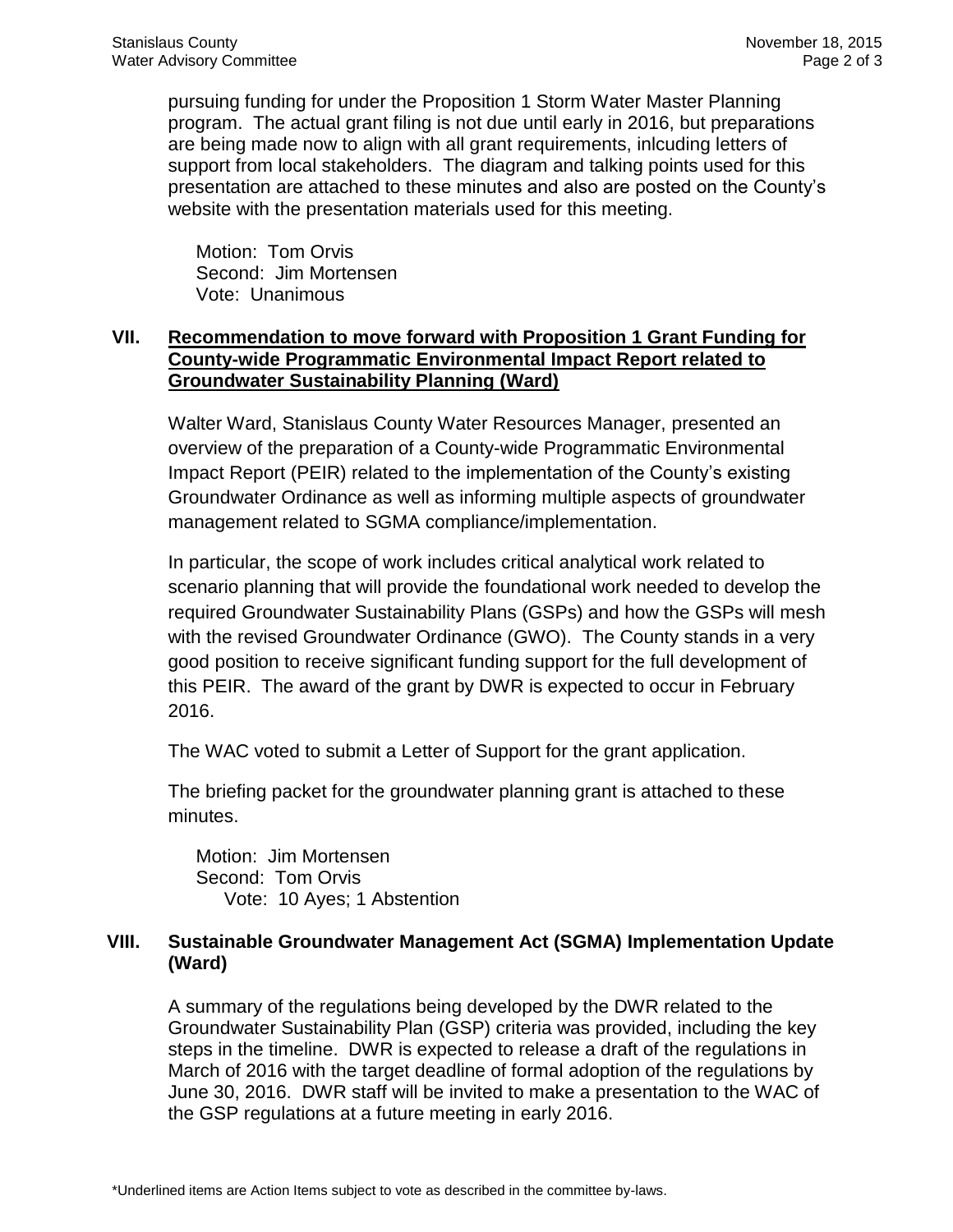pursuing funding for under the Proposition 1 Storm Water Master Planning program. The actual grant filing is not due until early in 2016, but preparations are being made now to align with all grant requirements, inlcuding letters of support from local stakeholders. The diagram and talking points used for this presentation are attached to these minutes and also are posted on the County's website with the presentation materials used for this meeting.

Motion: Tom Orvis
Second: Jim Mortensen
Vote: Unanimous

## VII. Recommendation to move forward with Proposition 1 Grant Funding for County-wide Programmatic Environmental Impact Report related to Groundwater Sustainability Planning (Ward)

Walter Ward, Stanislaus County Water Resources Manager, presented an overview of the preparation of a County-wide Programmatic Environmental Impact Report (PEIR) related to the implementation of the County's existing Groundwater Ordinance as well as informing multiple aspects of groundwater management related to SGMA compliance/implementation.

In particular, the scope of work includes critical analytical work related to scenario planning that will provide the foundational work needed to develop the required Groundwater Sustainability Plans (GSPs) and how the GSPs will mesh with the revised Groundwater Ordinance (GWO). The County stands in a very good position to receive significant funding support for the full development of this PEIR. The award of the grant by DWR is expected to occur in February 2016.

The WAC voted to submit a Letter of Support for the grant application.

The briefing packet for the groundwater planning grant is attached to these minutes.

Motion: Jim Mortensen
Second: Tom Orvis
Vote: 10 Ayes; 1 Abstention

## VIII. Sustainable Groundwater Management Act (SGMA) Implementation Update (Ward)

A summary of the regulations being developed by the DWR related to the Groundwater Sustainability Plan (GSP) criteria was provided, including the key steps in the timeline. DWR is expected to release a draft of the regulations in March of 2016 with the target deadline of formal adoption of the regulations by June 30, 2016. DWR staff will be invited to make a presentation to the WAC of the GSP regulations at a future meeting in early 2016.

*Underlined items are Action Items subject to vote as described in the committee by-laws.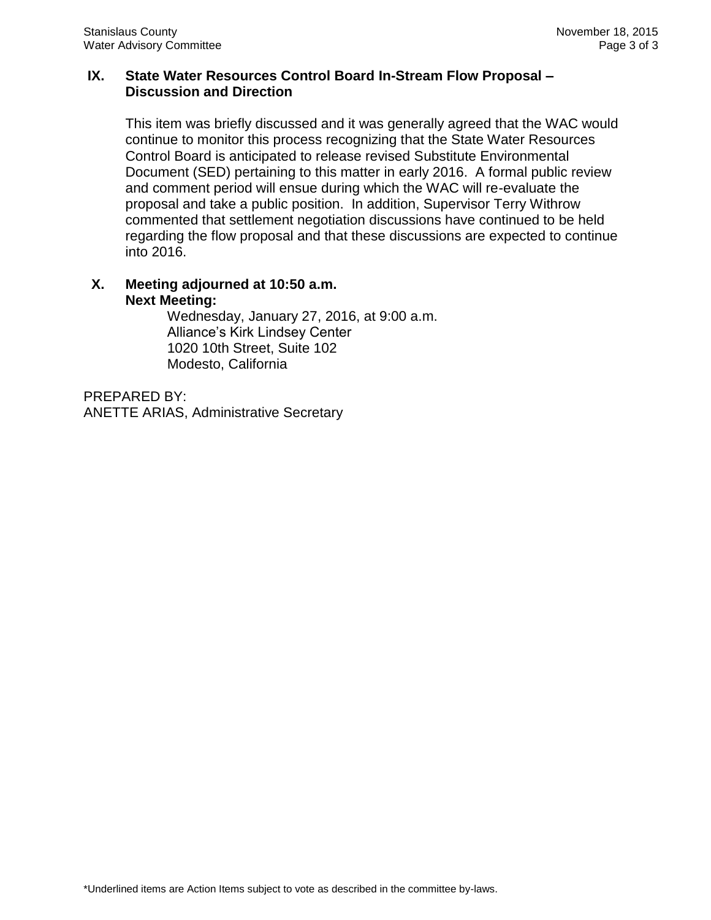## IX. State Water Resources Control Board In-Stream Flow Proposal – Discussion and Direction

This item was briefly discussed and it was generally agreed that the WAC would continue to monitor this process recognizing that the State Water Resources Control Board is anticipated to release revised Substitute Environmental Document (SED) pertaining to this matter in early 2016. A formal public review and comment period will ensue during which the WAC will re-evaluate the proposal and take a public position. In addition, Supervisor Terry Withrow commented that settlement negotiation discussions have continued to be held regarding the flow proposal and that these discussions are expected to continue into 2016.

## X. Meeting adjourned at 10:50 a.m.

**Next Meeting:**

Wednesday, January 27, 2016, at 9:00 a.m.
Alliance's Kirk Lindsey Center
1020 10th Street, Suite 102
Modesto, California

PREPARED BY:
ANETTE ARIAS, Administrative Secretary

*Underlined items are Action Items subject to vote as described in the committee by-laws.